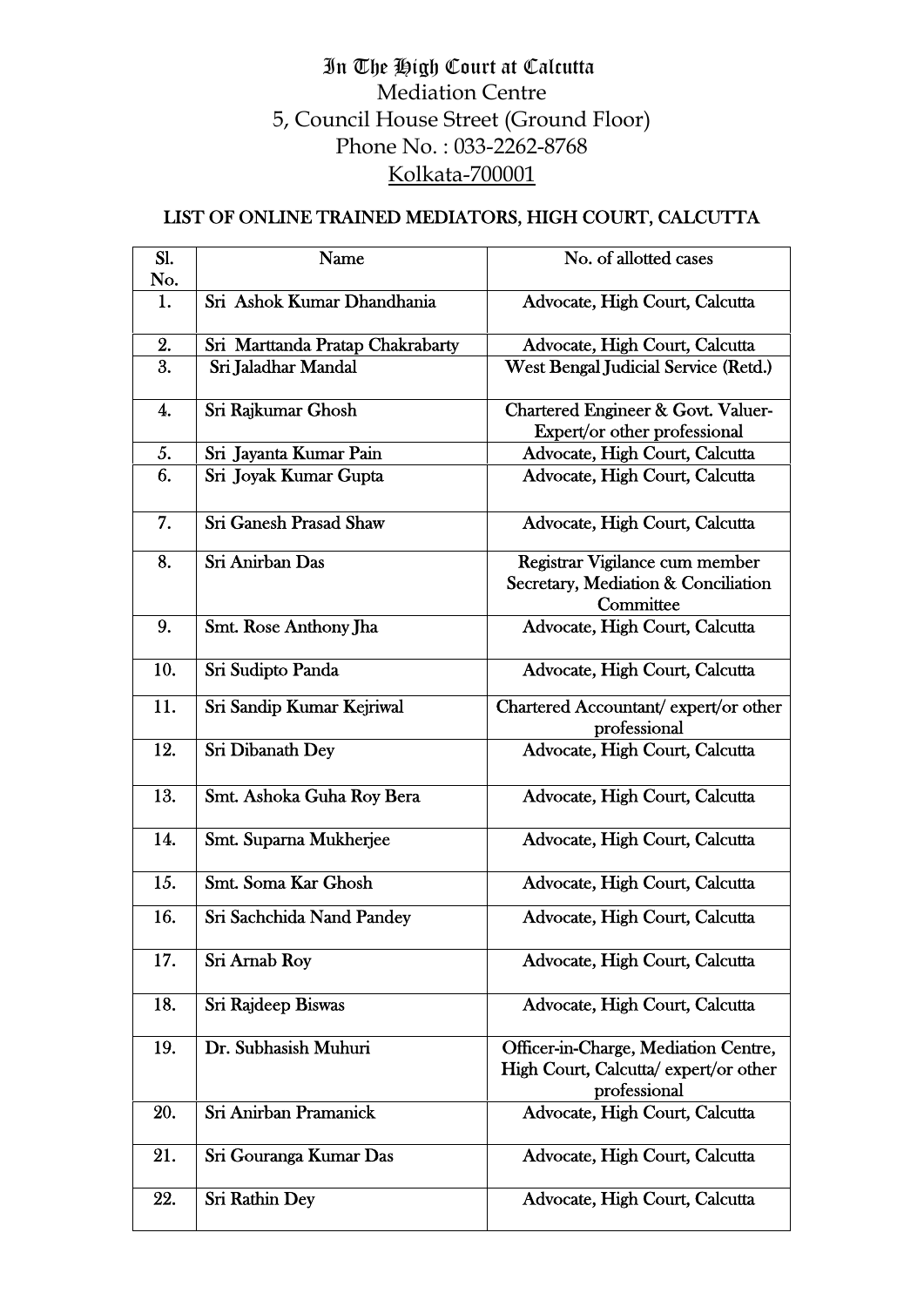# In The High Court at Calcutta

Mediation Centre
5, Council House Street (Ground Floor)
Phone No. : 033-2262-8768
Kolkata-700001

## LIST OF ONLINE TRAINED MEDIATORS, HIGH COURT, CALCUTTA

| Sl. No. | Name | No. of allotted cases |
|---|---|---|
| 1. | Sri Ashok Kumar Dhandhania | Advocate, High Court, Calcutta |
| 2. | Sri Marttanda Pratap Chakrabarty | Advocate, High Court, Calcutta |
| 3. | Sri Jaladhar Mandal | West Bengal Judicial Service (Retd.) |
| 4. | Sri Rajkumar Ghosh | Chartered Engineer & Govt. Valuer-Expert/or other professional |
| 5. | Sri Jayanta Kumar Pain | Advocate, High Court, Calcutta |
| 6. | Sri Joyak Kumar Gupta | Advocate, High Court, Calcutta |
| 7. | Sri Ganesh Prasad Shaw | Advocate, High Court, Calcutta |
| 8. | Sri Anirban Das | Registrar Vigilance cum member Secretary, Mediation & Conciliation Committee |
| 9. | Smt. Rose Anthony Jha | Advocate, High Court, Calcutta |
| 10. | Sri Sudipto Panda | Advocate, High Court, Calcutta |
| 11. | Sri Sandip Kumar Kejriwal | Chartered Accountant/ expert/or other professional |
| 12. | Sri Dibanath Dey | Advocate, High Court, Calcutta |
| 13. | Smt. Ashoka Guha Roy Bera | Advocate, High Court, Calcutta |
| 14. | Smt. Suparna Mukherjee | Advocate, High Court, Calcutta |
| 15. | Smt. Soma Kar Ghosh | Advocate, High Court, Calcutta |
| 16. | Sri Sachchida Nand Pandey | Advocate, High Court, Calcutta |
| 17. | Sri Arnab Roy | Advocate, High Court, Calcutta |
| 18. | Sri Rajdeep Biswas | Advocate, High Court, Calcutta |
| 19. | Dr. Subhasish Muhuri | Officer-in-Charge, Mediation Centre, High Court, Calcutta/ expert/or other professional |
| 20. | Sri Anirban Pramanick | Advocate, High Court, Calcutta |
| 21. | Sri Gouranga Kumar Das | Advocate, High Court, Calcutta |
| 22. | Sri Rathin Dey | Advocate, High Court, Calcutta |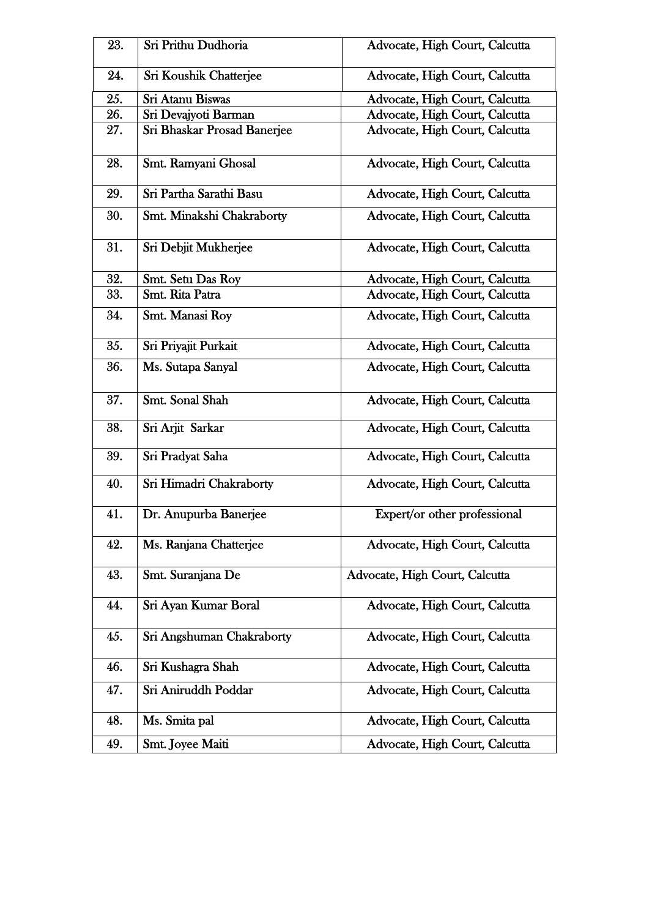| | | |
|---|---|---|
| 23. | Sri Prithu Dudhoria | Advocate, High Court, Calcutta |
| 24. | Sri Koushik Chatterjee | Advocate, High Court, Calcutta |
| 25. | Sri Atanu Biswas | Advocate, High Court, Calcutta |
| 26. | Sri Devajyoti Barman | Advocate, High Court, Calcutta |
| 27. | Sri Bhaskar Prosad Banerjee | Advocate, High Court, Calcutta |
| 28. | Smt. Ramyani Ghosal | Advocate, High Court, Calcutta |
| 29. | Sri Partha Sarathi Basu | Advocate, High Court, Calcutta |
| 30. | Smt. Minakshi Chakraborty | Advocate, High Court, Calcutta |
| 31. | Sri Debjit Mukherjee | Advocate, High Court, Calcutta |
| 32. | Smt. Setu Das Roy | Advocate, High Court, Calcutta |
| 33. | Smt. Rita Patra | Advocate, High Court, Calcutta |
| 34. | Smt. Manasi Roy | Advocate, High Court, Calcutta |
| 35. | Sri Priyajit Purkait | Advocate, High Court, Calcutta |
| 36. | Ms. Sutapa Sanyal | Advocate, High Court, Calcutta |
| 37. | Smt. Sonal Shah | Advocate, High Court, Calcutta |
| 38. | Sri Arjit Sarkar | Advocate, High Court, Calcutta |
| 39. | Sri Pradyat Saha | Advocate, High Court, Calcutta |
| 40. | Sri Himadri Chakraborty | Advocate, High Court, Calcutta |
| 41. | Dr. Anupurba Banerjee | Expert/or other professional |
| 42. | Ms. Ranjana Chatterjee | Advocate, High Court, Calcutta |
| 43. | Smt. Suranjana De | Advocate, High Court, Calcutta |
| 44. | Sri Ayan Kumar Boral | Advocate, High Court, Calcutta |
| 45. | Sri Angshuman Chakraborty | Advocate, High Court, Calcutta |
| 46. | Sri Kushagra Shah | Advocate, High Court, Calcutta |
| 47. | Sri Aniruddh Poddar | Advocate, High Court, Calcutta |
| 48. | Ms. Smita pal | Advocate, High Court, Calcutta |
| 49. | Smt. Joyee Maiti | Advocate, High Court, Calcutta |